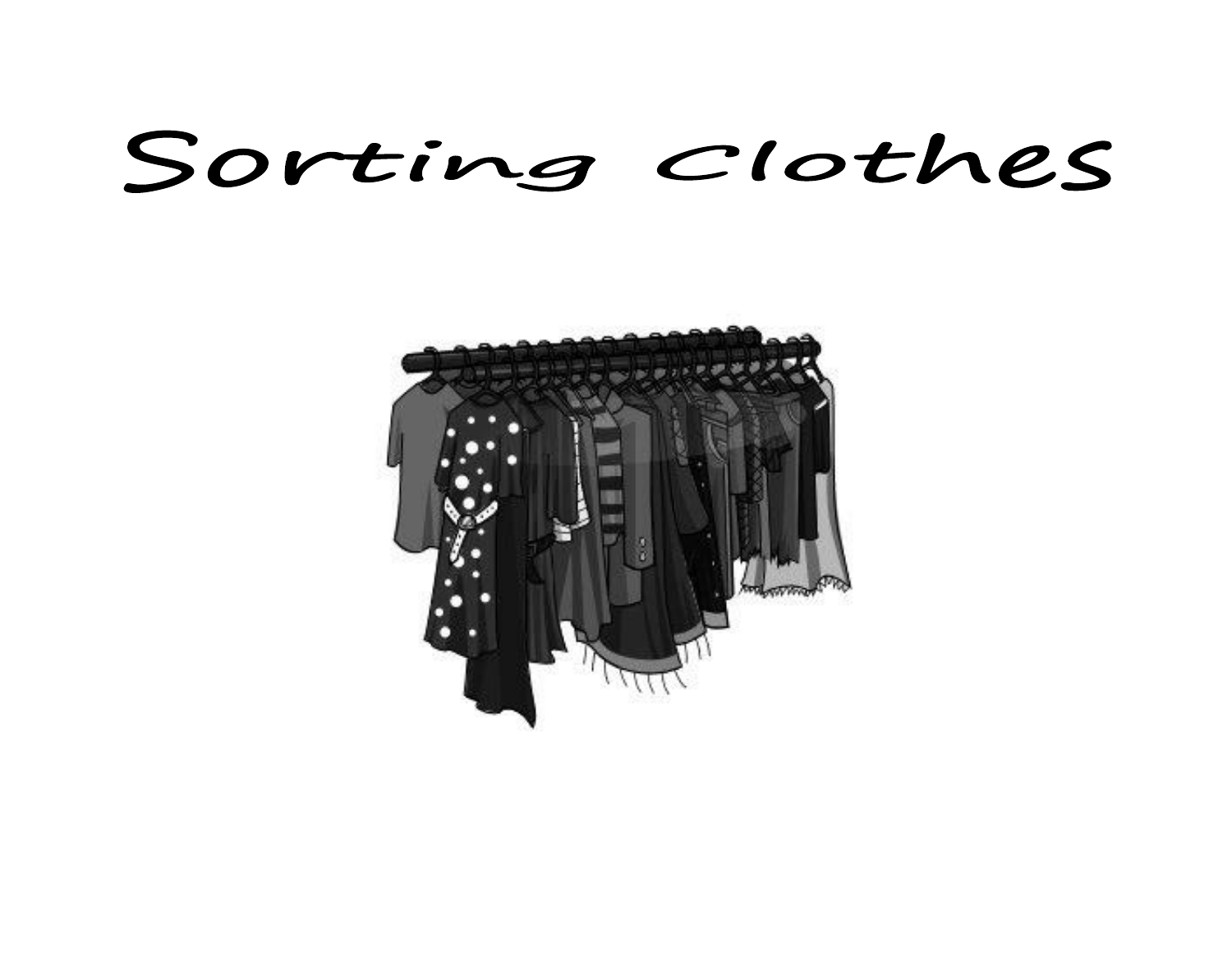# Sorting Clothes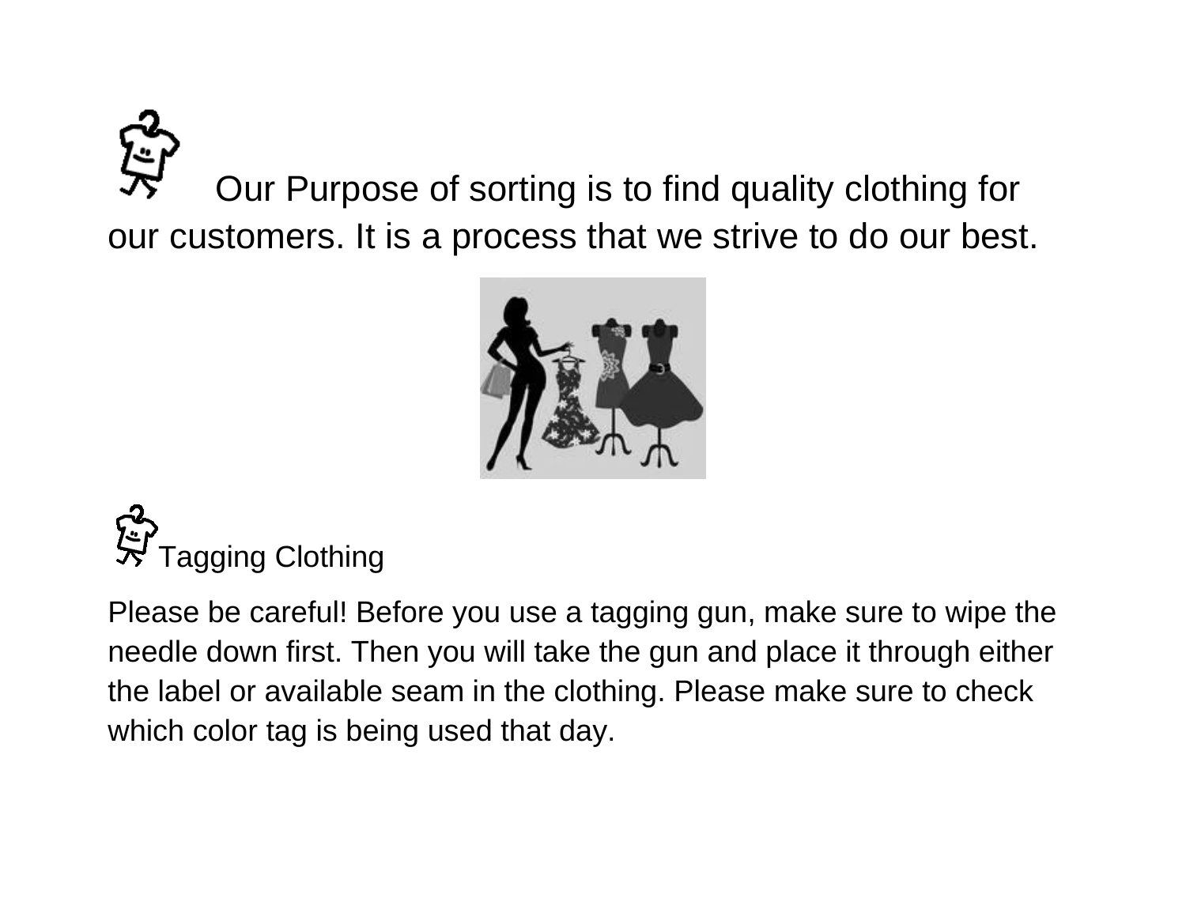Our Purpose of sorting is to find quality clothing for our customers. It is a process that we strive to do our best.

## Tagging Clothing

Please be careful! Before you use a tagging gun, make sure to wipe the needle down first. Then you will take the gun and place it through either the label or available seam in the clothing. Please make sure to check which color tag is being used that day.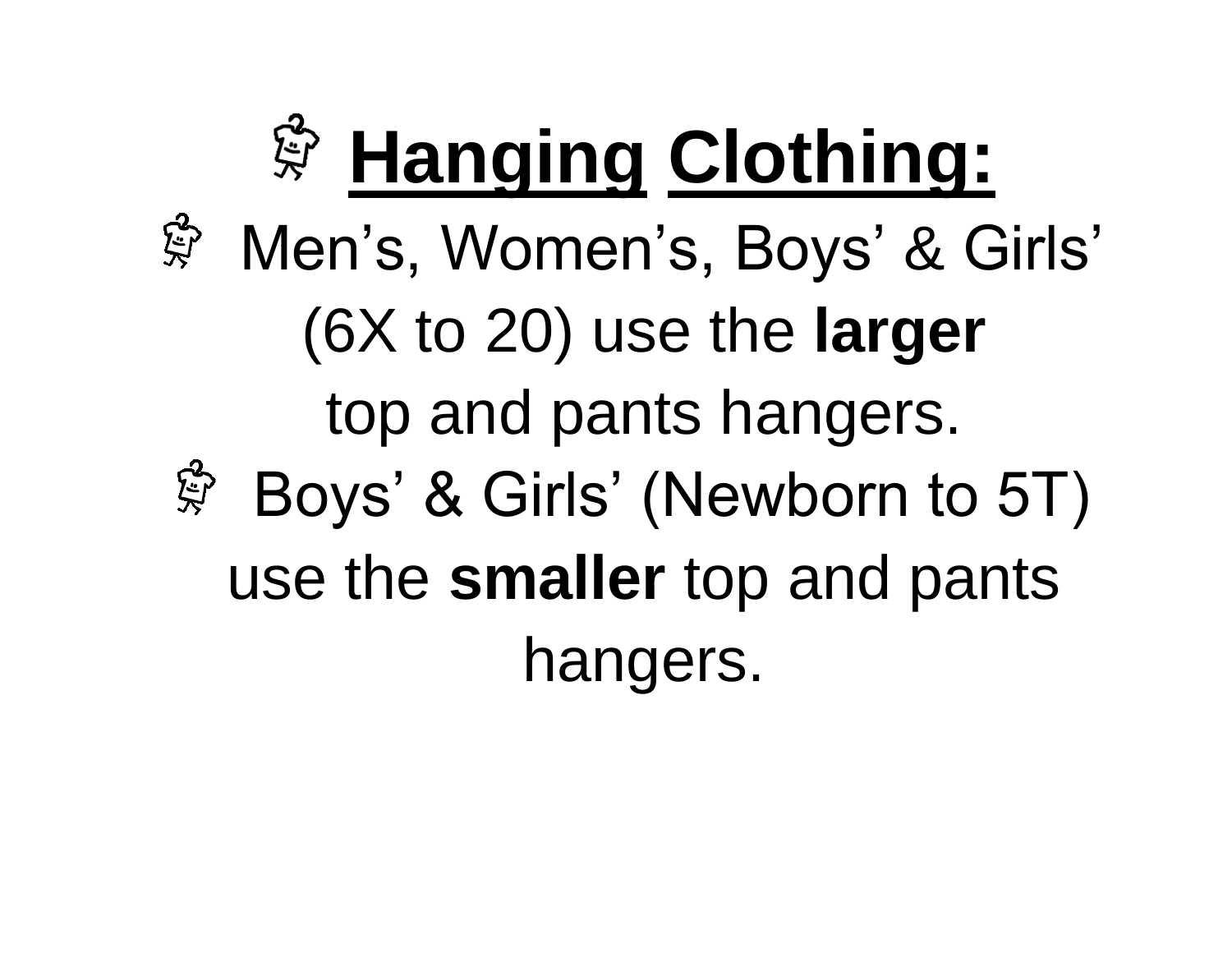# Hanging Clothing:

- Men’s, Women’s, Boys’ & Girls’ (6X to 20) use the **larger** top and pants hangers.
- Boys’ & Girls’ (Newborn to 5T) use the **smaller** top and pants hangers.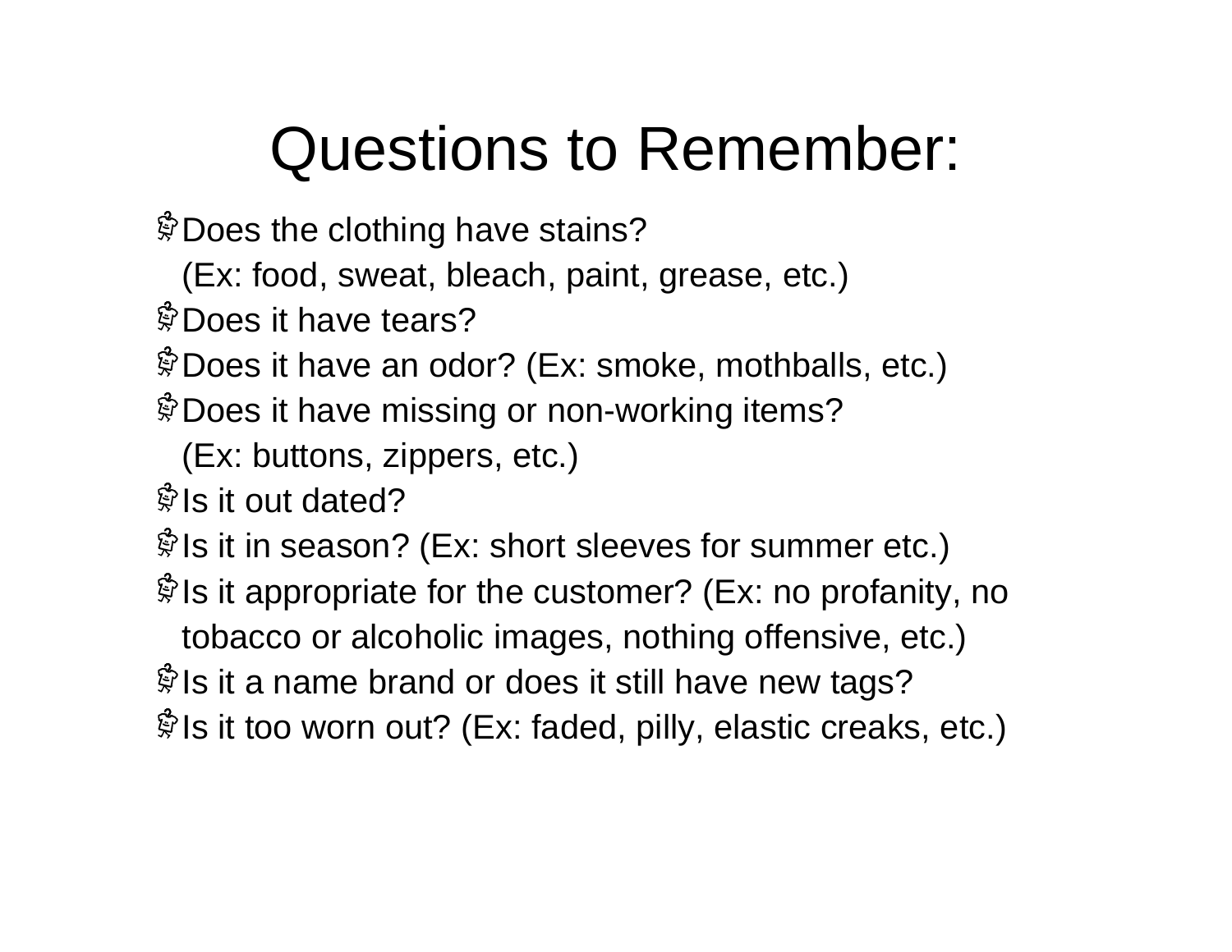# Questions to Remember:

- Does the clothing have stains?
  (Ex: food, sweat, bleach, paint, grease, etc.)
- Does it have tears?
- Does it have an odor? (Ex: smoke, mothballs, etc.)
- Does it have missing or non-working items?
  (Ex: buttons, zippers, etc.)
- Is it out dated?
- Is it in season? (Ex: short sleeves for summer etc.)
- Is it appropriate for the customer? (Ex: no profanity, no tobacco or alcoholic images, nothing offensive, etc.)
- Is it a name brand or does it still have new tags?
- Is it too worn out? (Ex: faded, pilly, elastic creaks, etc.)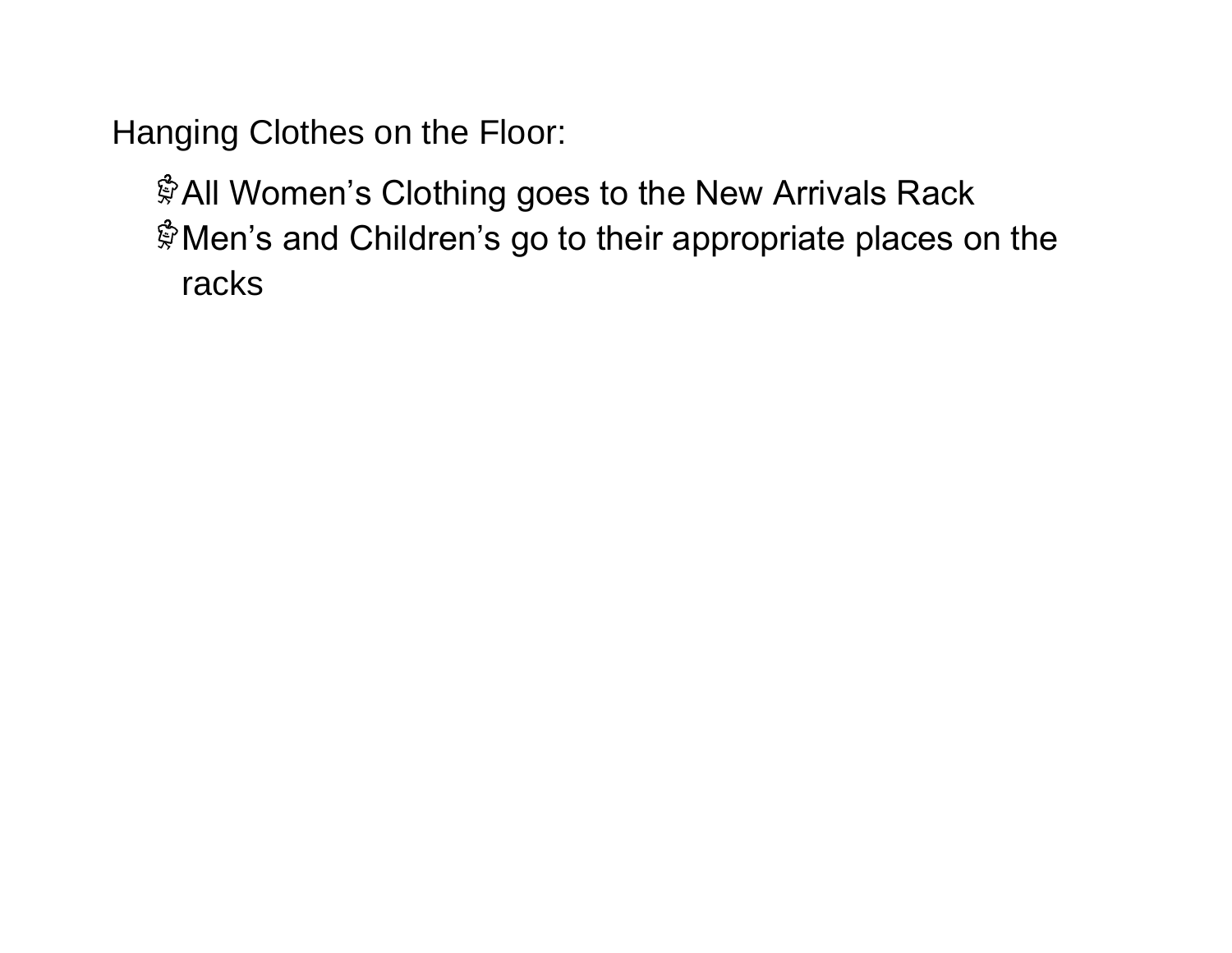Hanging Clothes on the Floor:

- All Women's Clothing goes to the New Arrivals Rack
- Men's and Children's go to their appropriate places on the racks